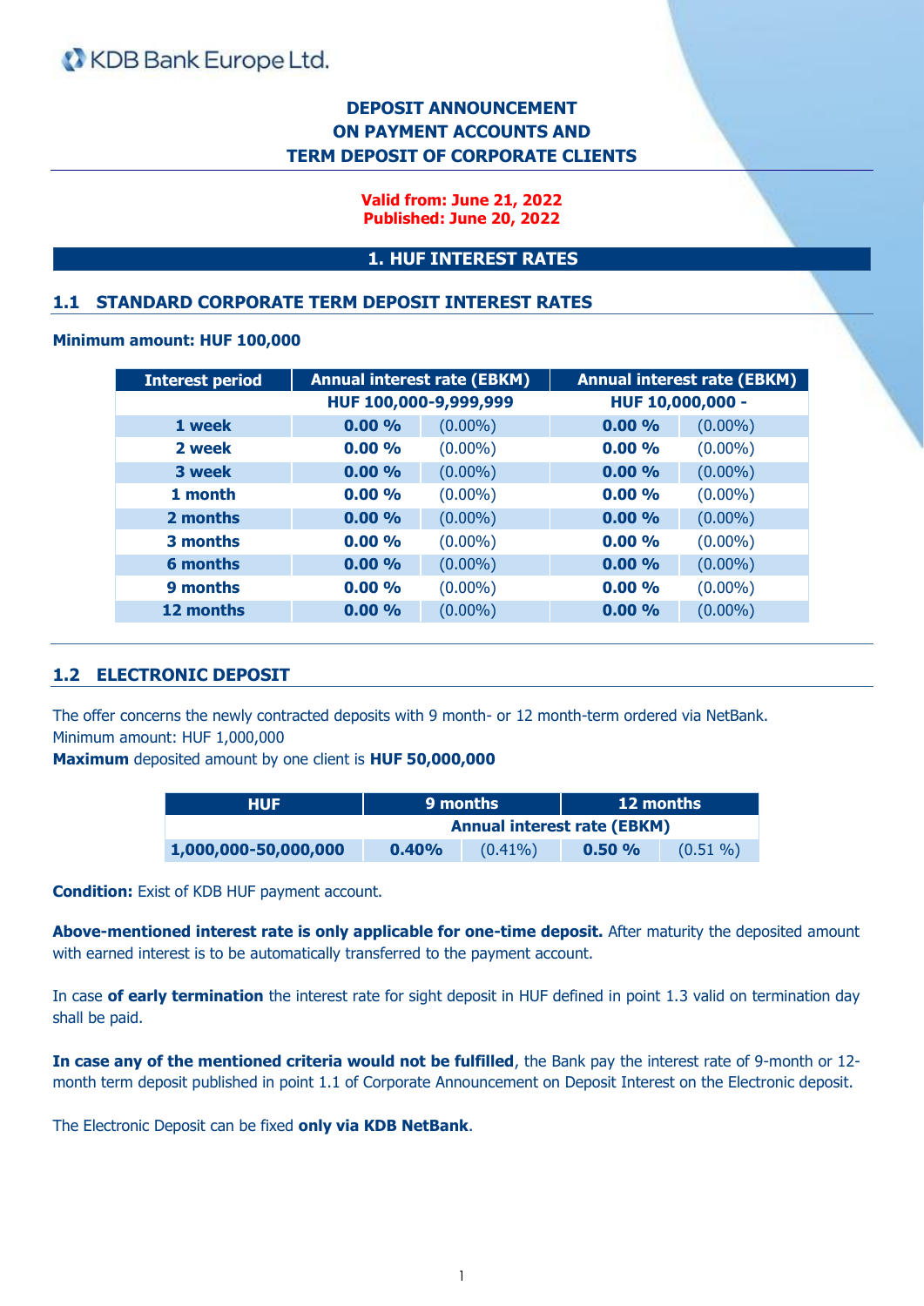KDB Bank Europe Ltd.

# DEPOSIT ANNOUNCEMENT ON PAYMENT ACCOUNTS AND TERM DEPOSIT OF CORPORATE CLIENTS

**Valid from: June 21, 2022**
**Published: June 20, 2022**

## 1. HUF INTEREST RATES

### 1.1 STANDARD CORPORATE TERM DEPOSIT INTEREST RATES

**Minimum amount: HUF 100,000**

| Interest period | Annual interest rate (EBKM) | | Annual interest rate (EBKM) | |
|---|---|---|---|---|
| | HUF 100,000-9,999,999 | | HUF 10,000,000 - | |
| 1 week | 0.00 % | (0.00%) | 0.00 % | (0.00%) |
| 2 week | 0.00 % | (0.00%) | 0.00 % | (0.00%) |
| 3 week | 0.00 % | (0.00%) | 0.00 % | (0.00%) |
| 1 month | 0.00 % | (0.00%) | 0.00 % | (0.00%) |
| 2 months | 0.00 % | (0.00%) | 0.00 % | (0.00%) |
| 3 months | 0.00 % | (0.00%) | 0.00 % | (0.00%) |
| 6 months | 0.00 % | (0.00%) | 0.00 % | (0.00%) |
| 9 months | 0.00 % | (0.00%) | 0.00 % | (0.00%) |
| 12 months | 0.00 % | (0.00%) | 0.00 % | (0.00%) |

### 1.2 ELECTRONIC DEPOSIT

The offer concerns the newly contracted deposits with 9 month- or 12 month-term ordered via NetBank.
Minimum amount: HUF 1,000,000
**Maximum** deposited amount by one client is **HUF 50,000,000**

| HUF | 9 months | | 12 months | |
|---|---|---|---|---|
| | Annual interest rate (EBKM) | | | |
| 1,000,000-50,000,000 | 0.40% | (0.41%) | 0.50 % | (0.51 %) |

**Condition:** Exist of KDB HUF payment account.

**Above-mentioned interest rate is only applicable for one-time deposit.** After maturity the deposited amount with earned interest is to be automatically transferred to the payment account.

In case **of early termination** the interest rate for sight deposit in HUF defined in point 1.3 valid on termination day shall be paid.

**In case any of the mentioned criteria would not be fulfilled**, the Bank pay the interest rate of 9-month or 12-month term deposit published in point 1.1 of Corporate Announcement on Deposit Interest on the Electronic deposit.

The Electronic Deposit can be fixed **only via KDB NetBank**.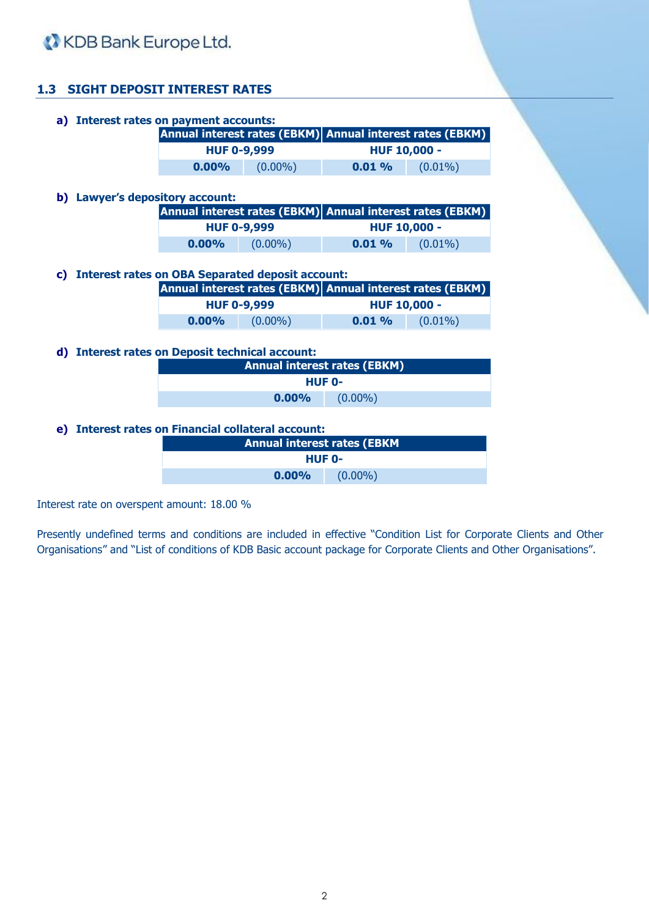## 1.3 SIGHT DEPOSIT INTEREST RATES

**a) Interest rates on payment accounts:**

| Annual interest rates (EBKM) | | Annual interest rates (EBKM) | |
|---|---|---|---|
| HUF 0-9,999 | | HUF 10,000 - | |
| **0.00%** | (0.00%) | **0.01 %** | (0.01%) |

**b) Lawyer's depository account:**

| Annual interest rates (EBKM) | | Annual interest rates (EBKM) | |
|---|---|---|---|
| HUF 0-9,999 | | HUF 10,000 - | |
| **0.00%** | (0.00%) | **0.01 %** | (0.01%) |

**c) Interest rates on OBA Separated deposit account:**

| Annual interest rates (EBKM) | | Annual interest rates (EBKM) | |
|---|---|---|---|
| HUF 0-9,999 | | HUF 10,000 - | |
| **0.00%** | (0.00%) | **0.01 %** | (0.01%) |

**d) Interest rates on Deposit technical account:**

| Annual interest rates (EBKM) | |
|---|---|
| HUF 0- | |
| **0.00%** | (0.00%) |

**e) Interest rates on Financial collateral account:**

| Annual interest rates (EBKM | |
|---|---|
| HUF 0- | |
| **0.00%** | (0.00%) |

Interest rate on overspent amount: 18.00 %

Presently undefined terms and conditions are included in effective "Condition List for Corporate Clients and Other Organisations" and "List of conditions of KDB Basic account package for Corporate Clients and Other Organisations".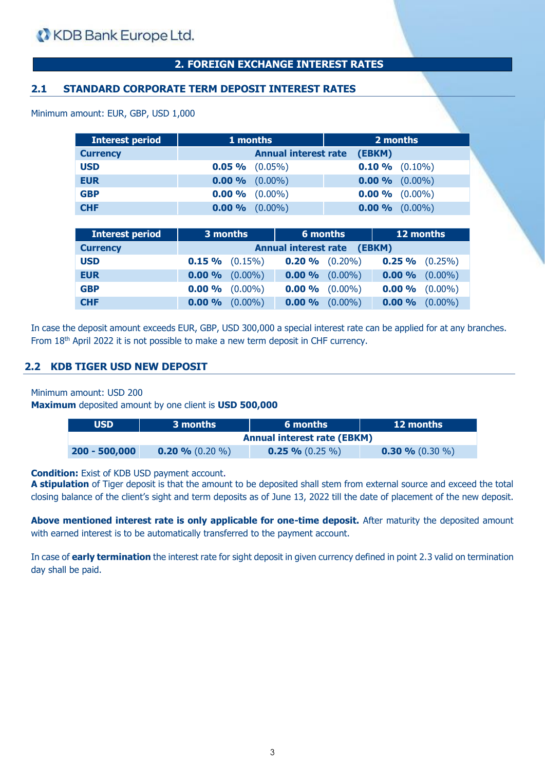## 2. FOREIGN EXCHANGE INTEREST RATES

### 2.1 STANDARD CORPORATE TERM DEPOSIT INTEREST RATES

Minimum amount: EUR, GBP, USD 1,000

| Interest period | 1 months | 2 months |
|---|---|---|
| Currency | Annual interest rate (EBKM) | |
| USD | **0.05 %** (0.05%) | **0.10 %** (0.10%) |
| EUR | **0.00 %** (0.00%) | **0.00 %** (0.00%) |
| GBP | **0.00 %** (0.00%) | **0.00 %** (0.00%) |
| CHF | **0.00 %** (0.00%) | **0.00 %** (0.00%) |

| Interest period | 3 months | 6 months | 12 months |
|---|---|---|---|
| Currency | Annual interest rate (EBKM) | | |
| USD | **0.15 %** (0.15%) | **0.20 %** (0.20%) | **0.25 %** (0.25%) |
| EUR | **0.00 %** (0.00%) | **0.00 %** (0.00%) | **0.00 %** (0.00%) |
| GBP | **0.00 %** (0.00%) | **0.00 %** (0.00%) | **0.00 %** (0.00%) |
| CHF | **0.00 %** (0.00%) | **0.00 %** (0.00%) | **0.00 %** (0.00%) |

In case the deposit amount exceeds EUR, GBP, USD 300,000 a special interest rate can be applied for at any branches. From 18th April 2022 it is not possible to make a new term deposit in CHF currency.

### 2.2 KDB TIGER USD NEW DEPOSIT

Minimum amount: USD 200
**Maximum** deposited amount by one client is **USD 500,000**

| USD | 3 months | 6 months | 12 months |
|---|---|---|---|
| | Annual interest rate (EBKM) | | |
| 200 - 500,000 | **0.20 %** (0.20 %) | **0.25 %** (0.25 %) | **0.30 %** (0.30 %) |

**Condition:** Exist of KDB USD payment account.
**A stipulation** of Tiger deposit is that the amount to be deposited shall stem from external source and exceed the total closing balance of the client's sight and term deposits as of June 13, 2022 till the date of placement of the new deposit.

**Above mentioned interest rate is only applicable for one-time deposit.** After maturity the deposited amount with earned interest is to be automatically transferred to the payment account.

In case of **early termination** the interest rate for sight deposit in given currency defined in point 2.3 valid on termination day shall be paid.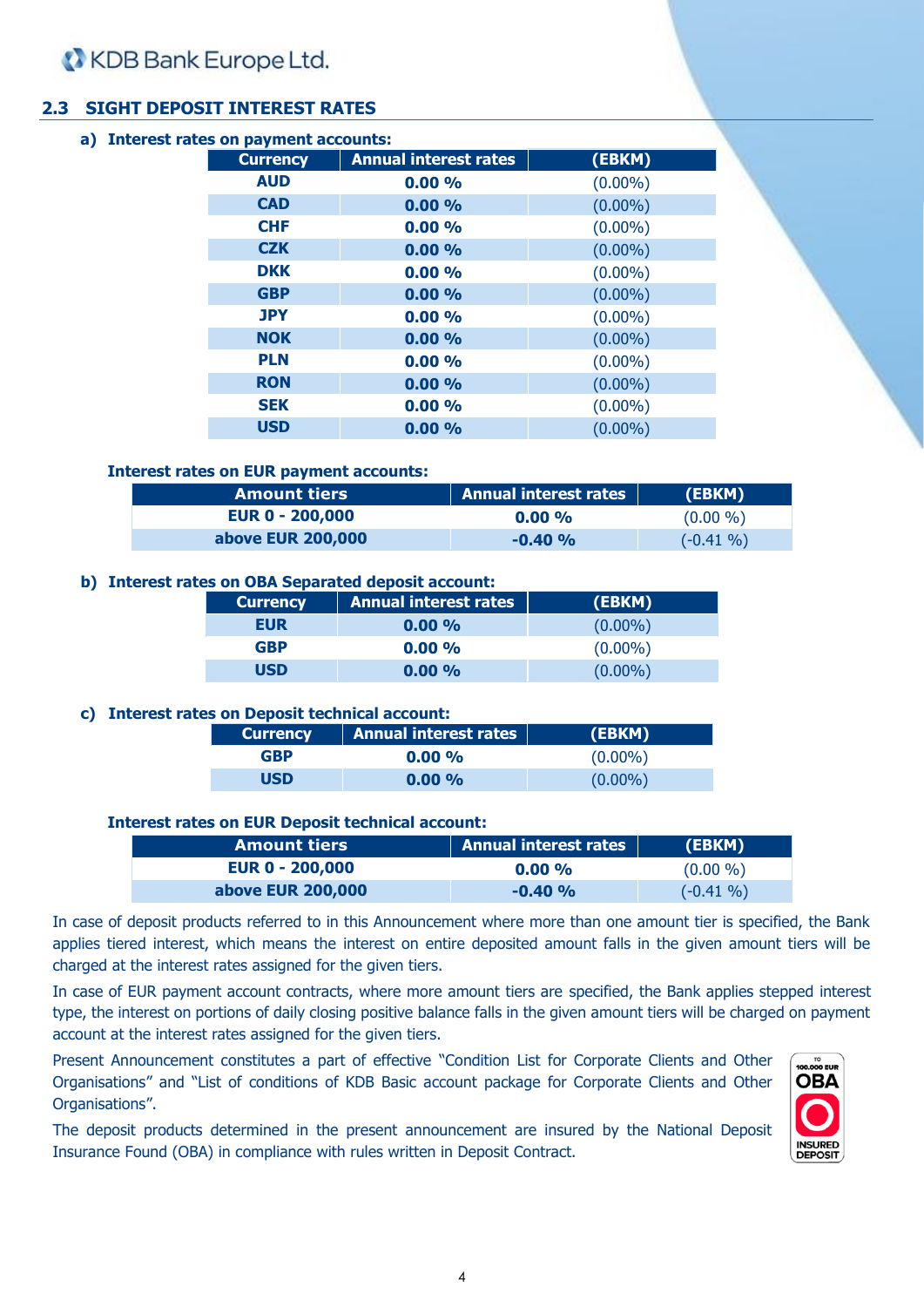## 2.3 SIGHT DEPOSIT INTEREST RATES

**a) Interest rates on payment accounts:**

| Currency | Annual interest rates | (EBKM) |
|---|---|---|
| AUD | 0.00 % | (0.00%) |
| CAD | 0.00 % | (0.00%) |
| CHF | 0.00 % | (0.00%) |
| CZK | 0.00 % | (0.00%) |
| DKK | 0.00 % | (0.00%) |
| GBP | 0.00 % | (0.00%) |
| JPY | 0.00 % | (0.00%) |
| NOK | 0.00 % | (0.00%) |
| PLN | 0.00 % | (0.00%) |
| RON | 0.00 % | (0.00%) |
| SEK | 0.00 % | (0.00%) |
| USD | 0.00 % | (0.00%) |

**Interest rates on EUR payment accounts:**

| Amount tiers | Annual interest rates | (EBKM) |
|---|---|---|
| EUR 0 - 200,000 | 0.00 % | (0.00 %) |
| above EUR 200,000 | -0.40 % | (-0.41 %) |

**b) Interest rates on OBA Separated deposit account:**

| Currency | Annual interest rates | (EBKM) |
|---|---|---|
| EUR | 0.00 % | (0.00%) |
| GBP | 0.00 % | (0.00%) |
| USD | 0.00 % | (0.00%) |

**c) Interest rates on Deposit technical account:**

| Currency | Annual interest rates | (EBKM) |
|---|---|---|
| GBP | 0.00 % | (0.00%) |
| USD | 0.00 % | (0.00%) |

**Interest rates on EUR Deposit technical account:**

| Amount tiers | Annual interest rates | (EBKM) |
|---|---|---|
| EUR 0 - 200,000 | 0.00 % | (0.00 %) |
| above EUR 200,000 | -0.40 % | (-0.41 %) |

In case of deposit products referred to in this Announcement where more than one amount tier is specified, the Bank applies tiered interest, which means the interest on entire deposited amount falls in the given amount tiers will be charged at the interest rates assigned for the given tiers.

In case of EUR payment account contracts, where more amount tiers are specified, the Bank applies stepped interest type, the interest on portions of daily closing positive balance falls in the given amount tiers will be charged on payment account at the interest rates assigned for the given tiers.

Present Announcement constitutes a part of effective "Condition List for Corporate Clients and Other Organisations" and "List of conditions of KDB Basic account package for Corporate Clients and Other Organisations".

The deposit products determined in the present announcement are insured by the National Deposit Insurance Found (OBA) in compliance with rules written in Deposit Contract.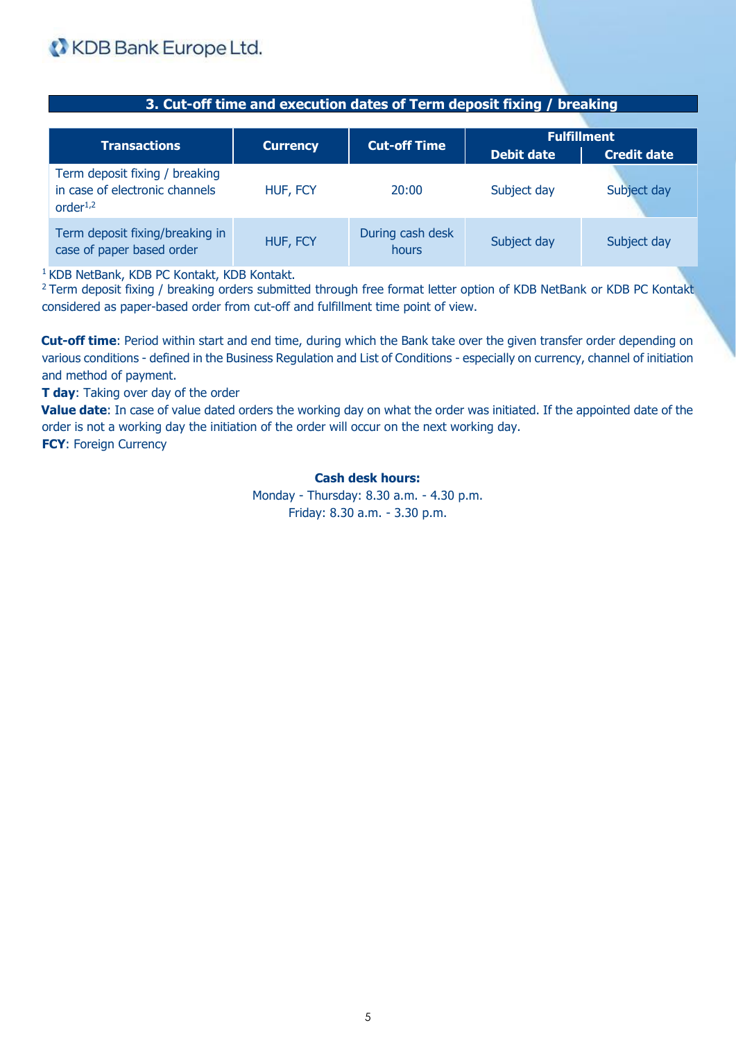## 3. Cut-off time and execution dates of Term deposit fixing / breaking

| Transactions | Currency | Cut-off Time | Fulfillment | |
|---|---|---|---|---|
| | | | Debit date | Credit date |
| Term deposit fixing / breaking in case of electronic channels order[1,2] | HUF, FCY | 20:00 | Subject day | Subject day |
| Term deposit fixing/breaking in case of paper based order | HUF, FCY | During cash desk hours | Subject day | Subject day |

[1] KDB NetBank, KDB PC Kontakt, KDB Kontakt.
[2] Term deposit fixing / breaking orders submitted through free format letter option of KDB NetBank or KDB PC Kontakt considered as paper-based order from cut-off and fulfillment time point of view.

**Cut-off time**: Period within start and end time, during which the Bank take over the given transfer order depending on various conditions - defined in the Business Regulation and List of Conditions - especially on currency, channel of initiation and method of payment.
**T day**: Taking over day of the order
**Value date**: In case of value dated orders the working day on what the order was initiated. If the appointed date of the order is not a working day the initiation of the order will occur on the next working day.
**FCY**: Foreign Currency

**Cash desk hours:**
Monday - Thursday: 8.30 a.m. - 4.30 p.m.
Friday: 8.30 a.m. - 3.30 p.m.